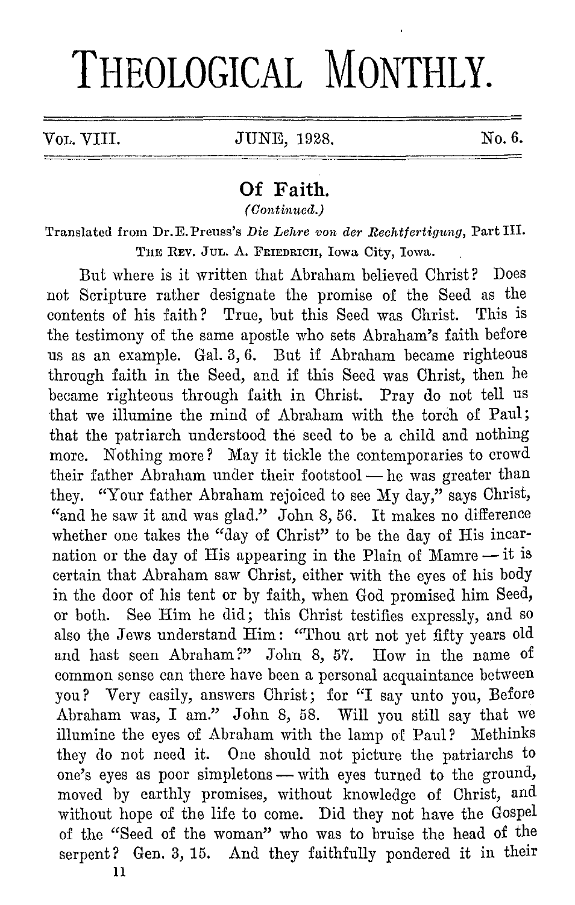# THEOLOGICAL MONTHLY.

Vol. VIII. JUNE, 1928. No. 6.

## Of Faith.

*(Continued.)*

Translated from Dr. E. Preuss's *Die Lehre von der Rechtfertigung*, Part III.

The Rev. Jul. A. Friedrich, Iowa City, Iowa.

But where is it written that Abraham believed Christ? Does not Scripture rather designate the promise of the Seed as the contents of his faith? True, but this Seed was Christ. This is the testimony of the same apostle who sets Abraham's faith before us as an example. Gal. 3, 6. But if Abraham became righteous through faith in the Seed, and if this Seed was Christ, then he became righteous through faith in Christ. Pray do not tell us that we illumine the mind of Abraham with the torch of Paul; that the patriarch understood the seed to be a child and nothing more. Nothing more? May it tickle the contemporaries to crowd their father Abraham under their footstool — he was greater than they. "Your father Abraham rejoiced to see My day," says Christ, "and he saw it and was glad." John 8, 56. It makes no difference whether one takes the "day of Christ" to be the day of His incarnation or the day of His appearing in the Plain of Mamre — it is certain that Abraham saw Christ, either with the eyes of his body in the door of his tent or by faith, when God promised him Seed, or both. See Him he did; this Christ testifies expressly, and so also the Jews understand Him: "Thou art not yet fifty years old and hast seen Abraham?" John 8, 57. How in the name of common sense can there have been a personal acquaintance between you? Very easily, answers Christ; for "I say unto you, Before Abraham was, I am." John 8, 58. Will you still say that we illumine the eyes of Abraham with the lamp of Paul? Methinks they do not need it. One should not picture the patriarchs to one's eyes as poor simpletons — with eyes turned to the ground, moved by earthly promises, without knowledge of Christ, and without hope of the life to come. Did they not have the Gospel of the "Seed of the woman" who was to bruise the head of the serpent? Gen. 3, 15. And they faithfully pondered it in their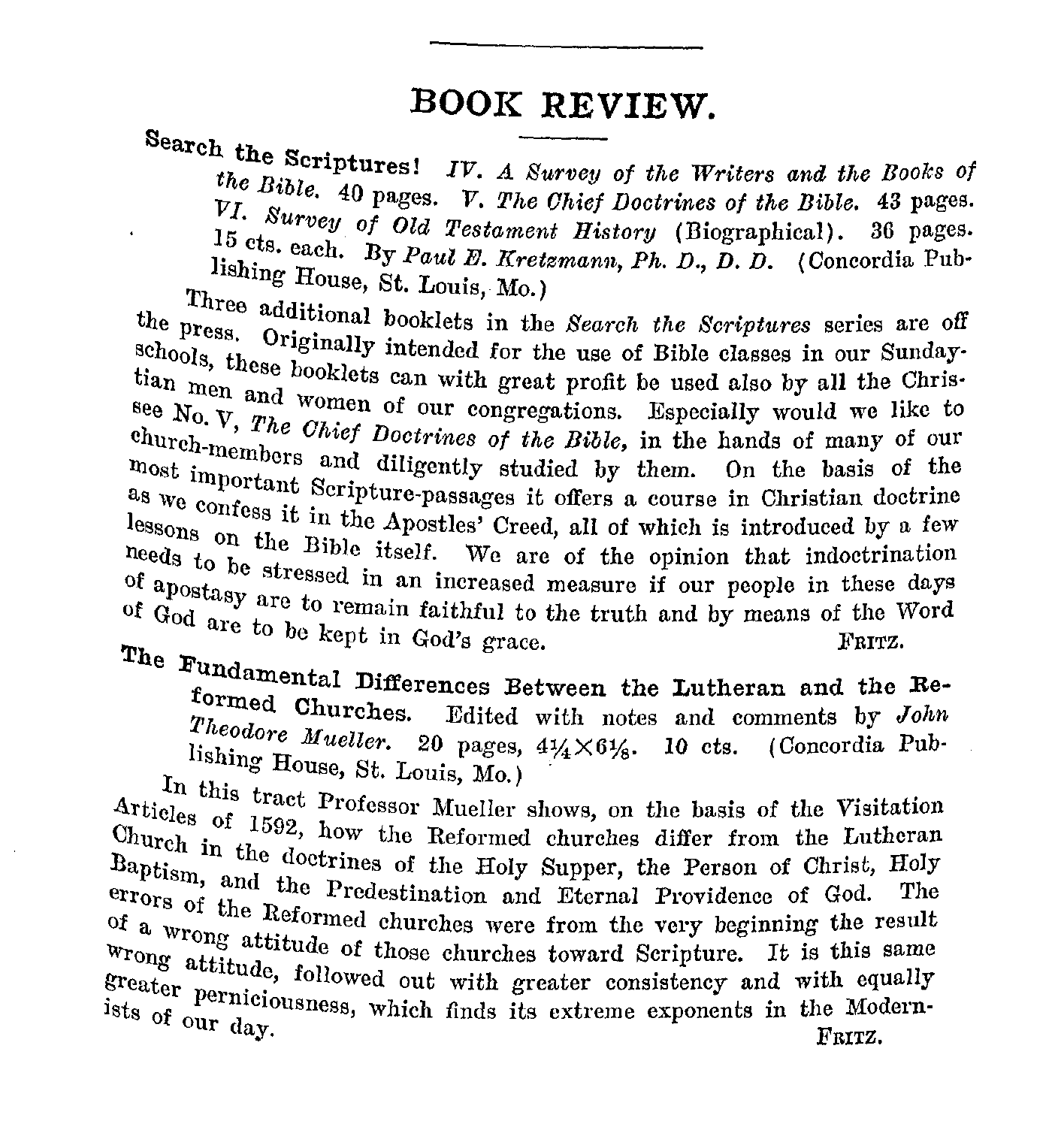# BOOK REVIEW.

**Search the Scriptures!** *IV. A Survey of the Writers and the Books of the Bible.* 40 pages. *V. The Chief Doctrines of the Bible.* 43 pages. *VI. Survey of Old Testament History* (Biographical). 36 pages. 15 cts. each. By *Paul E. Kretzmann, Ph. D., D. D.* (Concordia Publishing House, St. Louis, Mo.)

Three additional booklets in the *Search the Scriptures* series are off the press. Originally intended for the use of Bible classes in our Sunday-schools, these booklets can with great profit be used also by all the Christian men and women of our congregations. Especially would we like to see No. V, *The Chief Doctrines of the Bible,* in the hands of many of our church-members and diligently studied by them. On the basis of the most important Scripture-passages it offers a course in Christian doctrine as we confess it in the Apostles' Creed, all of which is introduced by a few lessons on the Bible itself. We are of the opinion that indoctrination needs to be stressed in an increased measure if our people in these days of apostasy are to remain faithful to the truth and by means of the Word of God are to be kept in God's grace.

FRITZ.

**The Fundamental Differences Between the Lutheran and the Reformed Churches.** Edited with notes and comments by *John Theodore Mueller.* 20 pages, 4¼×6⅛. 10 cts. (Concordia Publishing House, St. Louis, Mo.)

In this tract Professor Mueller shows, on the basis of the Visitation Articles of 1592, how the Reformed churches differ from the Lutheran Church in the doctrines of the Holy Supper, the Person of Christ, Holy Baptism, and the Predestination and Eternal Providence of God. The errors of the Reformed churches were from the very beginning the result of a wrong attitude of those churches toward Scripture. It is this same wrong attitude, followed out with greater consistency and with equally greater perniciousness, which finds its extreme exponents in the Modernists of our day.

FRITZ.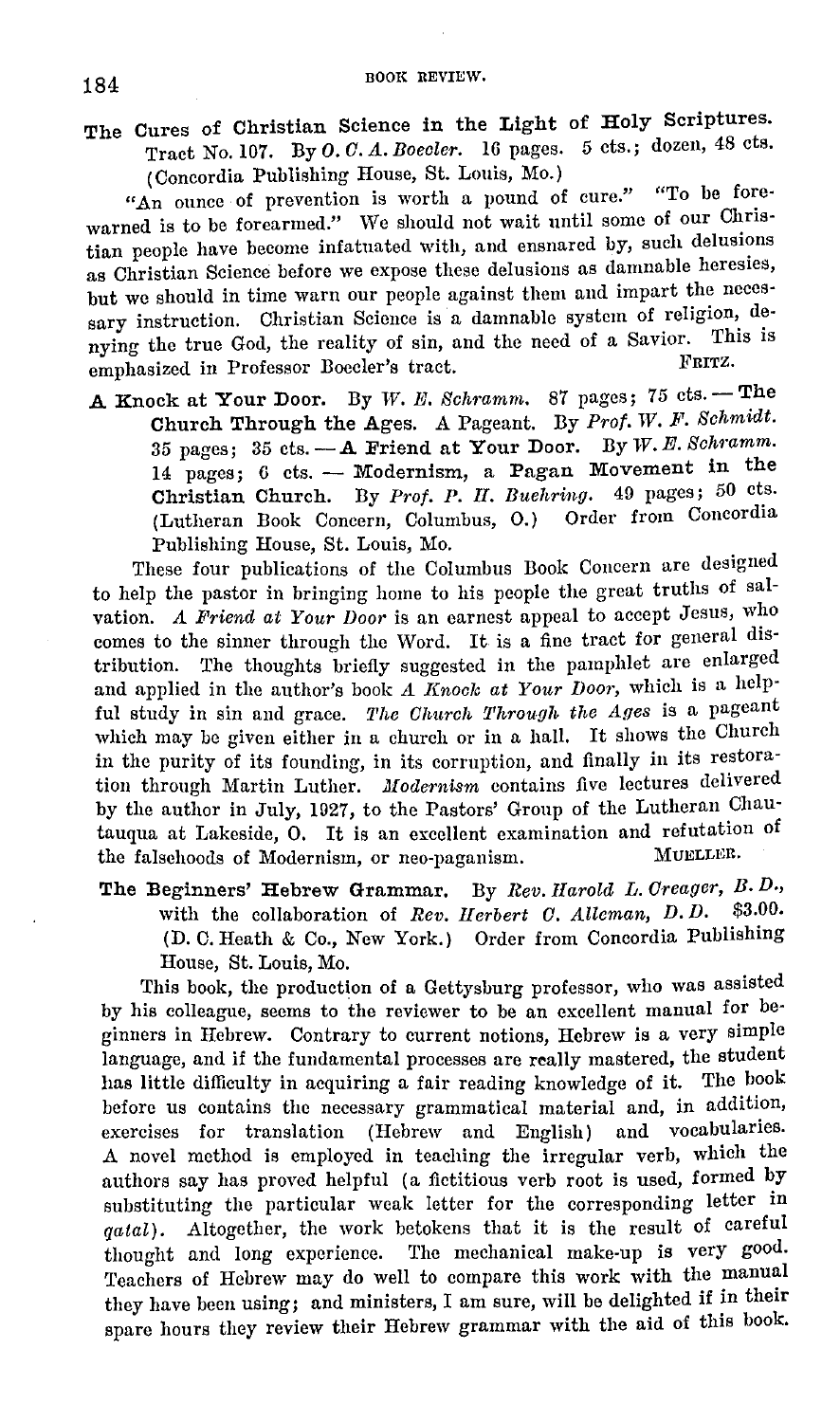**The Cures of Christian Science in the Light of Holy Scriptures.** Tract No. 107. By *O. C. A. Boecler*. 16 pages. 5 cts.; dozen, 48 cts. (Concordia Publishing House, St. Louis, Mo.)

"An ounce of prevention is worth a pound of cure." "To be forewarned is to be forearmed." We should not wait until some of our Christian people have become infatuated with, and ensnared by, such delusions as Christian Science before we expose these delusions as damnable heresies, but we should in time warn our people against them and impart the necessary instruction. Christian Science is a damnable system of religion, denying the true God, the reality of sin, and the need of a Savior. This is emphasized in Professor Boecler's tract.

FRITZ.

**A Knock at Your Door.** By *W. E. Schramm.* 87 pages; 75 cts. — **The Church Through the Ages.** A Pageant. By *Prof. W. F. Schmidt.* 35 pages; 35 cts. — **A Friend at Your Door.** By *W. E. Schramm.* 14 pages; 6 cts. — **Modernism, a Pagan Movement in the Christian Church.** By *Prof. P. H. Buehring.* 49 pages; 50 cts. (Lutheran Book Concern, Columbus, O.) Order from Concordia Publishing House, St. Louis, Mo.

These four publications of the Columbus Book Concern are designed to help the pastor in bringing home to his people the great truths of salvation. *A Friend at Your Door* is an earnest appeal to accept Jesus, who comes to the sinner through the Word. It is a fine tract for general distribution. The thoughts briefly suggested in the pamphlet are enlarged and applied in the author's book *A Knock at Your Door*, which is a helpful study in sin and grace. *The Church Through the Ages* is a pageant which may be given either in a church or in a hall. It shows the Church in the purity of its founding, in its corruption, and finally in its restoration through Martin Luther. *Modernism* contains five lectures delivered by the author in July, 1927, to the Pastors' Group of the Lutheran Chautauqua at Lakeside, O. It is an excellent examination and refutation of the falsehoods of Modernism, or neo-paganism.

MUELLER.

**The Beginners' Hebrew Grammar.** By *Rev. Harold L. Creager, B. D.*, with the collaboration of *Rev. Herbert C. Alleman, D. D.* $3.00. (D. C. Heath & Co., New York.) Order from Concordia Publishing House, St. Louis, Mo.

This book, the production of a Gettysburg professor, who was assisted by his colleague, seems to the reviewer to be an excellent manual for beginners in Hebrew. Contrary to current notions, Hebrew is a very simple language, and if the fundamental processes are really mastered, the student has little difficulty in acquiring a fair reading knowledge of it. The book before us contains the necessary grammatical material and, in addition, exercises for translation (Hebrew and English) and vocabularies. A novel method is employed in teaching the irregular verb, which the authors say has proved helpful (a fictitious verb root is used, formed by substituting the particular weak letter for the corresponding letter in *qatal*). Altogether, the work betokens that it is the result of careful thought and long experience. The mechanical make-up is very good. Teachers of Hebrew may do well to compare this work with the manual they have been using; and ministers, I am sure, will be delighted if in their spare hours they review their Hebrew grammar with the aid of this book.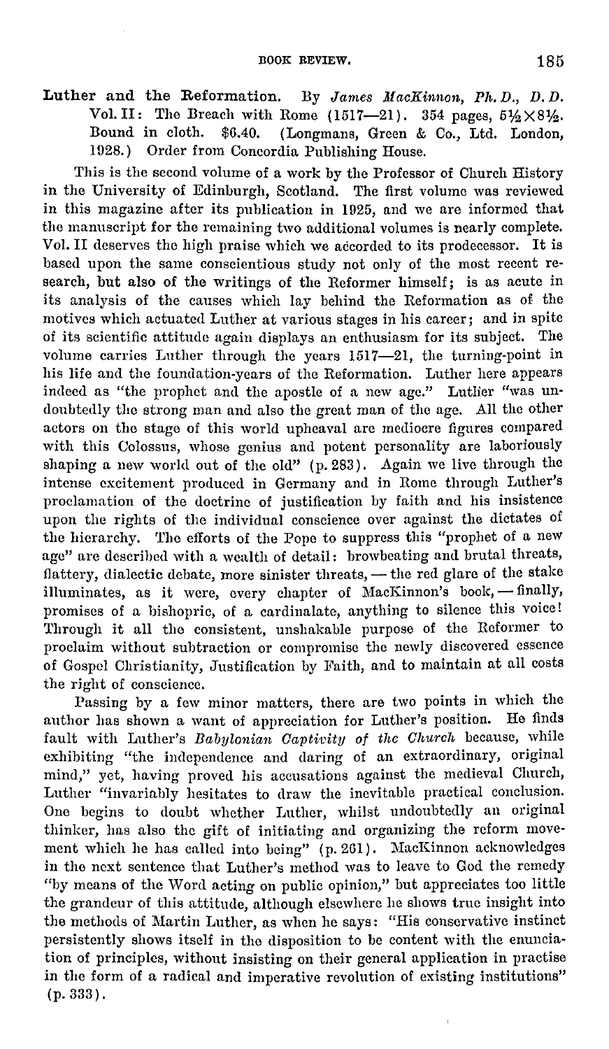**Luther and the Reformation.** By *James MacKinnon, Ph. D., D. D.* Vol. II: The Breach with Rome (1517—21). 354 pages, 5½×8½. Bound in cloth. $6.40. (Longmans, Green & Co., Ltd. London, 1928.) Order from Concordia Publishing House.

This is the second volume of a work by the Professor of Church History in the University of Edinburgh, Scotland. The first volume was reviewed in this magazine after its publication in 1925, and we are informed that the manuscript for the remaining two additional volumes is nearly complete. Vol. II deserves the high praise which we accorded to its predecessor. It is based upon the same conscientious study not only of the most recent research, but also of the writings of the Reformer himself; is as acute in its analysis of the causes which lay behind the Reformation as of the motives which actuated Luther at various stages in his career; and in spite of its scientific attitude again displays an enthusiasm for its subject. The volume carries Luther through the years 1517—21, the turning-point in his life and the foundation-years of the Reformation. Luther here appears indeed as "the prophet and the apostle of a new age." Luther "was undoubtedly the strong man and also the great man of the age. All the other actors on the stage of this world upheaval are mediocre figures compared with this Colossus, whose genius and potent personality are laboriously shaping a new world out of the old" (p. 283). Again we live through the intense excitement produced in Germany and in Rome through Luther's proclamation of the doctrine of justification by faith and his insistence upon the rights of the individual conscience over against the dictates of the hierarchy. The efforts of the Pope to suppress this "prophet of a new age" are described with a wealth of detail: browbeating and brutal threats, flattery, dialectic debate, more sinister threats, — the red glare of the stake illuminates, as it were, every chapter of MacKinnon's book, — finally, promises of a bishopric, of a cardinalate, anything to silence this voice! Through it all the consistent, unshakable purpose of the Reformer to proclaim without subtraction or compromise the newly discovered essence of Gospel Christianity, Justification by Faith, and to maintain at all costs the right of conscience.

Passing by a few minor matters, there are two points in which the author has shown a want of appreciation for Luther's position. He finds fault with Luther's *Babylonian Captivity of the Church* because, while exhibiting "the independence and daring of an extraordinary, original mind," yet, having proved his accusations against the medieval Church, Luther "invariably hesitates to draw the inevitable practical conclusion. One begins to doubt whether Luther, whilst undoubtedly an original thinker, has also the gift of initiating and organizing the reform movement which he has called into being" (p. 261). MacKinnon acknowledges in the next sentence that Luther's method was to leave to God the remedy "by means of the Word acting on public opinion," but appreciates too little the grandeur of this attitude, although elsewhere he shows true insight into the methods of Martin Luther, as when he says: "His conservative instinct persistently shows itself in the disposition to be content with the enunciation of principles, without insisting on their general application in practise in the form of a radical and imperative revolution of existing institutions" (p. 333).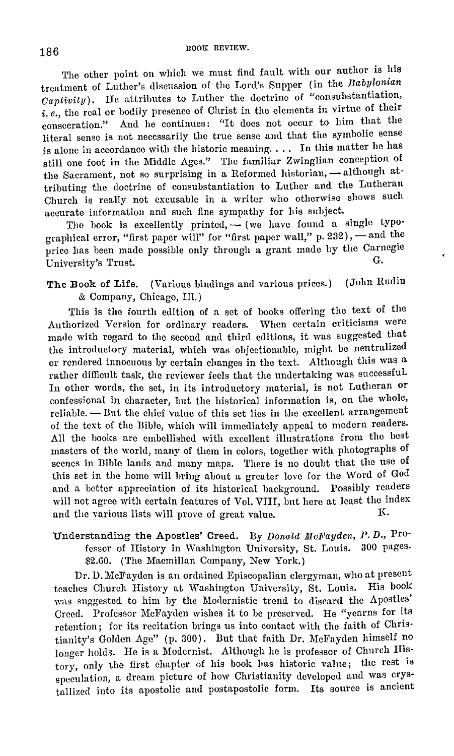The other point on which we must find fault with our author is his treatment of Luther's discussion of the Lord's Supper (in the *Babylonian Captivity*). He attributes to Luther the doctrine of "consubstantiation, *i. e.*, the real or bodily presence of Christ in the elements in virtue of their consecration." And he continues: "It does not occur to him that the literal sense is not necessarily the true sense and that the symbolic sense is alone in accordance with the historic meaning. . . . In this matter he has still one foot in the Middle Ages." The familiar Zwinglian conception of the Sacrament, not so surprising in a Reformed historian, — although attributing the doctrine of consubstantiation to Luther and the Lutheran Church is really not excusable in a writer who otherwise shows such accurate information and such fine sympathy for his subject.

The book is excellently printed, — (we have found a single typographical error, "first paper will" for "first paper wall," p. 232), — and the price has been made possible only through a grant made by the Carnegie University's Trust.

G.

**The Book of Life.** (Various bindings and various prices.) (John Rudin & Company, Chicago, Ill.)

This is the fourth edition of a set of books offering the text of the Authorized Version for ordinary readers. When certain criticisms were made with regard to the second and third editions, it was suggested that the introductory material, which was objectionable, might be neutralized or rendered innocuous by certain changes in the text. Although this was a rather difficult task, the reviewer feels that the undertaking was successful. In other words, the set, in its introductory material, is not Lutheran or confessional in character, but the historical information is, on the whole, reliable. — But the chief value of this set lies in the excellent arrangement of the text of the Bible, which will immediately appeal to modern readers. All the books are embellished with excellent illustrations from the best masters of the world, many of them in colors, together with photographs of scenes in Bible lands and many maps. There is no doubt that the use of this set in the home will bring about a greater love for the Word of God and a better appreciation of its historical background. Possibly readers will not agree with certain features of Vol. VIII, but here at least the index and the various lists will prove of great value.

K.

**Understanding the Apostles' Creed.** By *Donald McFayden, P. D.*, Professor of History in Washington University, St. Louis. 300 pages. \$2.60. (The Macmillan Company, New York.)

Dr. D. McFayden is an ordained Episcopalian clergyman, who at present teaches Church History at Washington University, St. Louis. His book was suggested to him by the Modernistic trend to discard the Apostles' Creed. Professor McFayden wishes it to be preserved. He "yearns for its retention; for its recitation brings us into contact with the faith of Christianity's Golden Age" (p. 300). But that faith Dr. McFayden himself no longer holds. He is a Modernist. Although he is professor of Church History, only the first chapter of his book has historic value; the rest is speculation, a dream picture of how Christianity developed and was crystallized into its apostolic and postapostolic form. Its source is ancient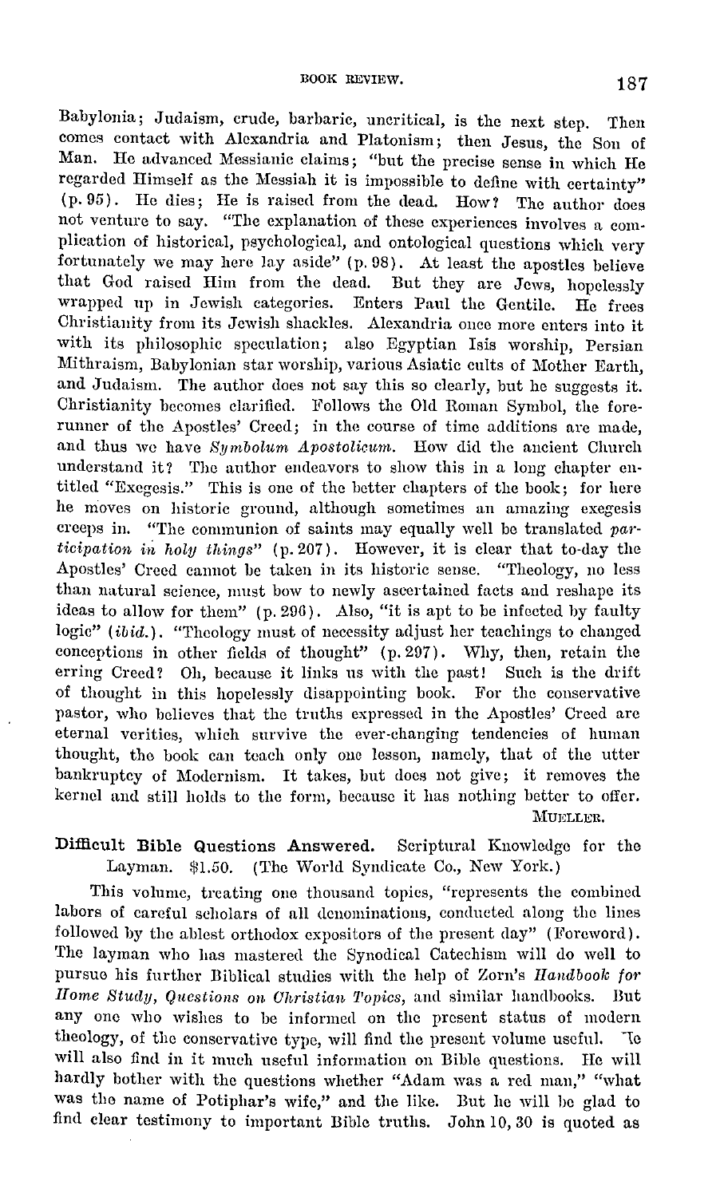Babylonia; Judaism, crude, barbaric, uncritical, is the next step. Then comes contact with Alexandria and Platonism; then Jesus, the Son of Man. He advanced Messianic claims; "but the precise sense in which He regarded Himself as the Messiah it is impossible to define with certainty" (p. 95). He dies; He is raised from the dead. How? The author does not venture to say. "The explanation of these experiences involves a complication of historical, psychological, and ontological questions which very fortunately we may here lay aside" (p. 98). At least the apostles believe that God raised Him from the dead. But they are Jews, hopelessly wrapped up in Jewish categories. Enters Paul the Gentile. He frees Christianity from its Jewish shackles. Alexandria once more enters into it with its philosophic speculation; also Egyptian Isis worship, Persian Mithraism, Babylonian star worship, various Asiatic cults of Mother Earth, and Judaism. The author does not say this so clearly, but he suggests it. Christianity becomes clarified. Follows the Old Roman Symbol, the forerunner of the Apostles' Creed; in the course of time additions are made, and thus we have *Symbolum Apostolicum*. How did the ancient Church understand it? The author endeavors to show this in a long chapter entitled "Exegesis." This is one of the better chapters of the book; for here he moves on historic ground, although sometimes an amazing exegesis creeps in. "The communion of saints may equally well be translated *participation in holy things*" (p. 207). However, it is clear that to-day the Apostles' Creed cannot be taken in its historic sense. "Theology, no less than natural science, must bow to newly ascertained facts and reshape its ideas to allow for them" (p. 296). Also, "it is apt to be infected by faulty logic" (*ibid.*). "Theology must of necessity adjust her teachings to changed conceptions in other fields of thought" (p. 297). Why, then, retain the erring Creed? Oh, because it links us with the past! Such is the drift of thought in this hopelessly disappointing book. For the conservative pastor, who believes that the truths expressed in the Apostles' Creed are eternal verities, which survive the ever-changing tendencies of human thought, the book can teach only one lesson, namely, that of the utter bankruptcy of Modernism. It takes, but does not give; it removes the kernel and still holds to the form, because it has nothing better to offer.

MUELLER.

**Difficult Bible Questions Answered.** Scriptural Knowledge for the Layman. $1.50. (The World Syndicate Co., New York.)

This volume, treating one thousand topics, "represents the combined labors of careful scholars of all denominations, conducted along the lines followed by the ablest orthodox expositors of the present day" (Foreword). The layman who has mastered the Synodical Catechism will do well to pursue his further Biblical studies with the help of Zorn's *Handbook for Home Study, Questions on Christian Topics*, and similar handbooks. But any one who wishes to be informed on the present status of modern theology, of the conservative type, will find the present volume useful. He will also find in it much useful information on Bible questions. He will hardly bother with the questions whether "Adam was a red man," "what was the name of Potiphar's wife," and the like. But he will be glad to find clear testimony to important Bible truths. John 10, 30 is quoted as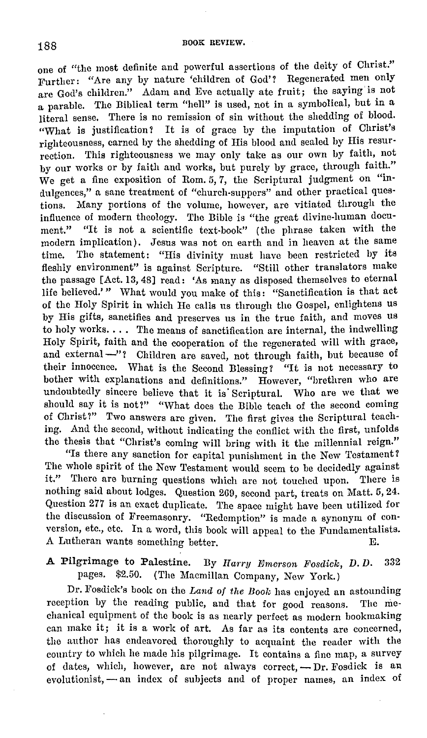one of "the most definite and powerful assertions of the deity of Christ." Further: "Are any by nature 'children of God'? Regenerated men only are God's children." Adam and Eve actually ate fruit; the saying is not a parable. The Biblical term "hell" is used, not in a symbolical, but in a literal sense. There is no remission of sin without the shedding of blood. "What is justification? It is of grace by the imputation of Christ's righteousness, earned by the shedding of His blood and sealed by His resurrection. This righteousness we may only take as our own by faith, not by our works or by faith and works, but purely by grace, through faith." We get a fine exposition of Rom. 5, 7, the Scriptural judgment on "indulgences," a sane treatment of "church-suppers" and other practical questions. Many portions of the volume, however, are vitiated through the influence of modern theology. The Bible is "the great divine-human document." "It is not a scientific text-book" (the phrase taken with the modern implication). Jesus was not on earth and in heaven at the same time. The statement: "His divinity must have been restricted by its fleshly environment" is against Scripture. "Still other translators make the passage [Act. 13, 48] read: 'As many as disposed themselves to eternal life believed.'" What would you make of this: "Sanctification is that act of the Holy Spirit in which He calls us through the Gospel, enlightens us by His gifts, sanctifies and preserves us in the true faith, and moves us to holy works. . . . The means of sanctification are internal, the indwelling Holy Spirit, faith and the cooperation of the regenerated will with grace, and external —"? Children are saved, not through faith, but because of their innocence. What is the Second Blessing? "It is not necessary to bother with explanations and definitions." However, "brethren who are undoubtedly sincere believe that it is Scriptural. Who are we that we should say it is not?" "What does the Bible teach of the second coming of Christ?" Two answers are given. The first gives the Scriptural teaching. And the second, without indicating the conflict with the first, unfolds the thesis that "Christ's coming will bring with it the millennial reign."

"Is there any sanction for capital punishment in the New Testament? The whole spirit of the New Testament would seem to be decidedly against it." There are burning questions which are not touched upon. There is nothing said about lodges. Question 269, second part, treats on Matt. 5, 24. Question 277 is an exact duplicate. The space might have been utilized for the discussion of Freemasonry. "Redemption" is made a synonym of conversion, etc., etc. In a word, this book will appeal to the Fundamentalists. A Lutheran wants something better.　　　　E.

**A Pilgrimage to Palestine.** By *Harry Emerson Fosdick, D. D.* 332 pages. $2.50. (The Macmillan Company, New York.)

Dr. Fosdick's book on the *Land of the Book* has enjoyed an astounding reception by the reading public, and that for good reasons. The mechanical equipment of the book is as nearly perfect as modern bookmaking can make it; it is a work of art. As far as its contents are concerned, the author has endeavored thoroughly to acquaint the reader with the country to which he made his pilgrimage. It contains a fine map, a survey of dates, which, however, are not always correct, — Dr. Fosdick is an evolutionist, — an index of subjects and of proper names, an index of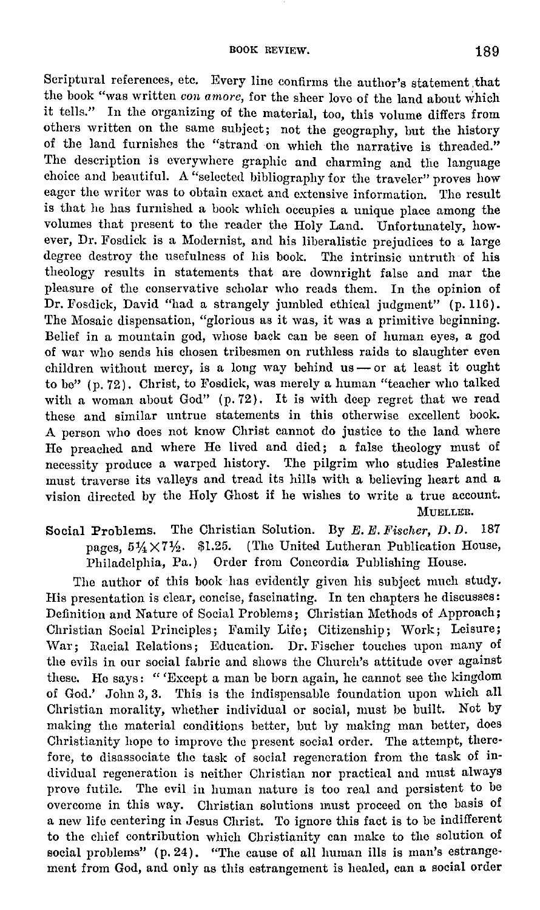Scriptural references, etc. Every line confirms the author's statement that the book "was written *con amore*, for the sheer love of the land about which it tells." In the organizing of the material, too, this volume differs from others written on the same subject; not the geography, but the history of the land furnishes the "strand on which the narrative is threaded." The description is everywhere graphic and charming and the language choice and beautiful. A "selected bibliography for the traveler" proves how eager the writer was to obtain exact and extensive information. The result is that he has furnished a book which occupies a unique place among the volumes that present to the reader the Holy Land. Unfortunately, however, Dr. Fosdick is a Modernist, and his liberalistic prejudices to a large degree destroy the usefulness of his book. The intrinsic untruth of his theology results in statements that are downright false and mar the pleasure of the conservative scholar who reads them. In the opinion of Dr. Fosdick, David "had a strangely jumbled ethical judgment" (p. 116). The Mosaic dispensation, "glorious as it was, it was a primitive beginning. Belief in a mountain god, whose back can be seen of human eyes, a god of war who sends his chosen tribesmen on ruthless raids to slaughter even children without mercy, is a long way behind us — or at least it ought to be" (p. 72). Christ, to Fosdick, was merely a human "teacher who talked with a woman about God" (p. 72). It is with deep regret that we read these and similar untrue statements in this otherwise excellent book. A person who does not know Christ cannot do justice to the land where He preached and where He lived and died; a false theology must of necessity produce a warped history. The pilgrim who studies Palestine must traverse its valleys and tread its hills with a believing heart and a vision directed by the Holy Ghost if he wishes to write a true account.

MUELLER.

**Social Problems.** The Christian Solution. By *E. E. Fischer, D. D.* 187 pages, $5\frac{1}{4} \times 7\frac{1}{2}$. $1.25. (The United Lutheran Publication House, Philadelphia, Pa.) Order from Concordia Publishing House.

The author of this book has evidently given his subject much study. His presentation is clear, concise, fascinating. In ten chapters he discusses: Definition and Nature of Social Problems; Christian Methods of Approach; Christian Social Principles; Family Life; Citizenship; Work; Leisure; War; Racial Relations; Education. Dr. Fischer touches upon many of the evils in our social fabric and shows the Church's attitude over against these. He says: "'Except a man be born again, he cannot see the kingdom of God.' John 3, 3. This is the indispensable foundation upon which all Christian morality, whether individual or social, must be built. Not by making the material conditions better, but by making man better, does Christianity hope to improve the present social order. The attempt, therefore, to disassociate the task of social regeneration from the task of individual regeneration is neither Christian nor practical and must always prove futile. The evil in human nature is too real and persistent to be overcome in this way. Christian solutions must proceed on the basis of a new life centering in Jesus Christ. To ignore this fact is to be indifferent to the chief contribution which Christianity can make to the solution of social problems" (p. 24). "The cause of all human ills is man's estrangement from God, and only as this estrangement is healed, can a social order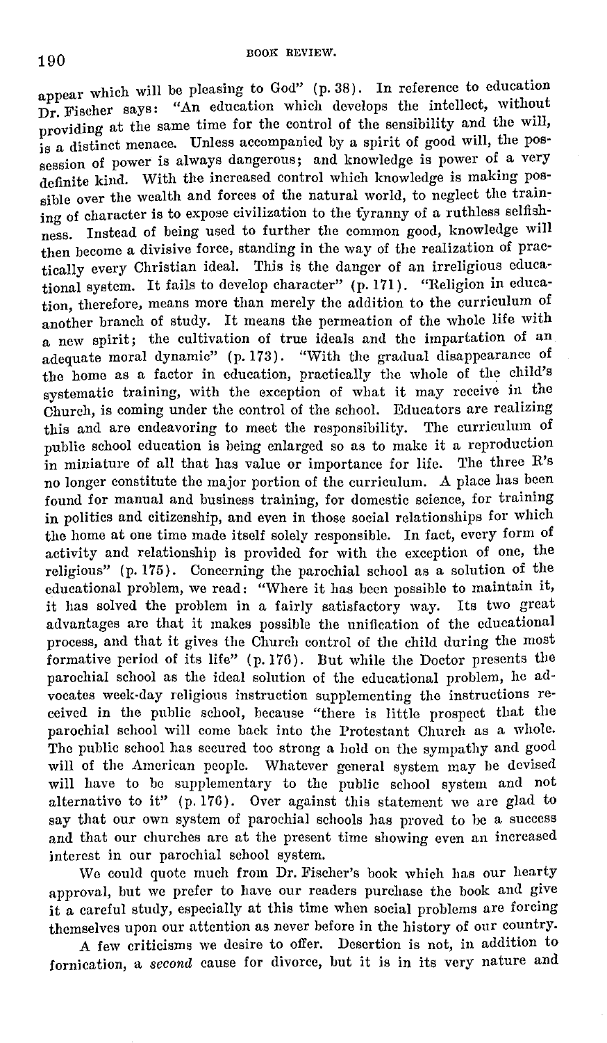appear which will be pleasing to God" (p. 38). In reference to education Dr. Fischer says: "An education which develops the intellect, without providing at the same time for the control of the sensibility and the will, is a distinct menace. Unless accompanied by a spirit of good will, the possession of power is always dangerous; and knowledge is power of a very definite kind. With the increased control which knowledge is making possible over the wealth and forces of the natural world, to neglect the training of character is to expose civilization to the tyranny of a ruthless selfishness. Instead of being used to further the common good, knowledge will then become a divisive force, standing in the way of the realization of practically every Christian ideal. This is the danger of an irreligious educational system. It fails to develop character" (p. 171). "Religion in education, therefore, means more than merely the addition to the curriculum of another branch of study. It means the permeation of the whole life with a new spirit; the cultivation of true ideals and the impartation of an adequate moral dynamic" (p. 173). "With the gradual disappearance of the home as a factor in education, practically the whole of the child's systematic training, with the exception of what it may receive in the Church, is coming under the control of the school. Educators are realizing this and are endeavoring to meet the responsibility. The curriculum of public school education is being enlarged so as to make it a reproduction in miniature of all that has value or importance for life. The three R's no longer constitute the major portion of the curriculum. A place has been found for manual and business training, for domestic science, for training in politics and citizenship, and even in those social relationships for which the home at one time made itself solely responsible. In fact, every form of activity and relationship is provided for with the exception of one, the religious" (p. 175). Concerning the parochial school as a solution of the educational problem, we read: "Where it has been possible to maintain it, it has solved the problem in a fairly satisfactory way. Its two great advantages are that it makes possible the unification of the educational process, and that it gives the Church control of the child during the most formative period of its life" (p. 176). But while the Doctor presents the parochial school as the ideal solution of the educational problem, he advocates week-day religious instruction supplementing the instructions received in the public school, because "there is little prospect that the parochial school will come back into the Protestant Church as a whole. The public school has secured too strong a hold on the sympathy and good will of the American people. Whatever general system may be devised will have to be supplementary to the public school system and not alternative to it" (p. 176). Over against this statement we are glad to say that our own system of parochial schools has proved to be a success and that our churches are at the present time showing even an increased interest in our parochial school system.

We could quote much from Dr. Fischer's book which has our hearty approval, but we prefer to have our readers purchase the book and give it a careful study, especially at this time when social problems are forcing themselves upon our attention as never before in the history of our country.

A few criticisms we desire to offer. Desertion is not, in addition to fornication, a *second* cause for divorce, but it is in its very nature and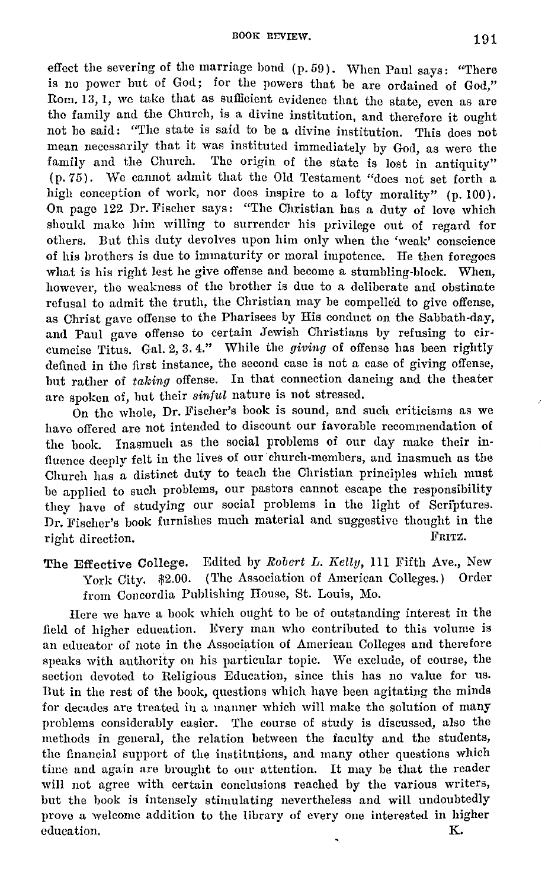effect the severing of the marriage bond (p. 59). When Paul says: "There is no power but of God; for the powers that be are ordained of God," Rom. 13, 1, we take that as sufficient evidence that the state, even as are the family and the Church, is a divine institution, and therefore it ought not be said: "The state is said to be a divine institution. This does not mean necessarily that it was instituted immediately by God, as were the family and the Church. The origin of the state is lost in antiquity" (p. 75). We cannot admit that the Old Testament "does not set forth a high conception of work, nor does inspire to a lofty morality" (p. 100). On page 122 Dr. Fischer says: "The Christian has a duty of love which should make him willing to surrender his privilege out of regard for others. But this duty devolves upon him only when the 'weak' conscience of his brothers is due to immaturity or moral impotence. He then foregoes what is his right lest he give offense and become a stumbling-block. When, however, the weakness of the brother is due to a deliberate and obstinate refusal to admit the truth, the Christian may be compelled to give offense, as Christ gave offense to the Pharisees by His conduct on the Sabbath-day, and Paul gave offense to certain Jewish Christians by refusing to circumcise Titus. Gal. 2, 3. 4." While the *giving* of offense has been rightly defined in the first instance, the second case is not a case of giving offense, but rather of *taking* offense. In that connection dancing and the theater are spoken of, but their *sinful* nature is not stressed.

On the whole, Dr. Fischer's book is sound, and such criticisms as we have offered are not intended to discount our favorable recommendation of the book. Inasmuch as the social problems of our day make their influence deeply felt in the lives of our church-members, and inasmuch as the Church has a distinct duty to teach the Christian principles which must be applied to such problems, our pastors cannot escape the responsibility they have of studying our social problems in the light of Scriptures. Dr. Fischer's book furnishes much material and suggestive thought in the right direction.

FRITZ.

**The Effective College.** Edited by *Robert L. Kelly*, 111 Fifth Ave., New York City. $2.00. (The Association of American Colleges.) Order from Concordia Publishing House, St. Louis, Mo.

Here we have a book which ought to be of outstanding interest in the field of higher education. Every man who contributed to this volume is an educator of note in the Association of American Colleges and therefore speaks with authority on his particular topic. We exclude, of course, the section devoted to Religious Education, since this has no value for us. But in the rest of the book, questions which have been agitating the minds for decades are treated in a manner which will make the solution of many problems considerably easier. The course of study is discussed, also the methods in general, the relation between the faculty and the students, the financial support of the institutions, and many other questions which time and again are brought to our attention. It may be that the reader will not agree with certain conclusions reached by the various writers, but the book is intensely stimulating nevertheless and will undoubtedly prove a welcome addition to the library of every one interested in higher education.

K.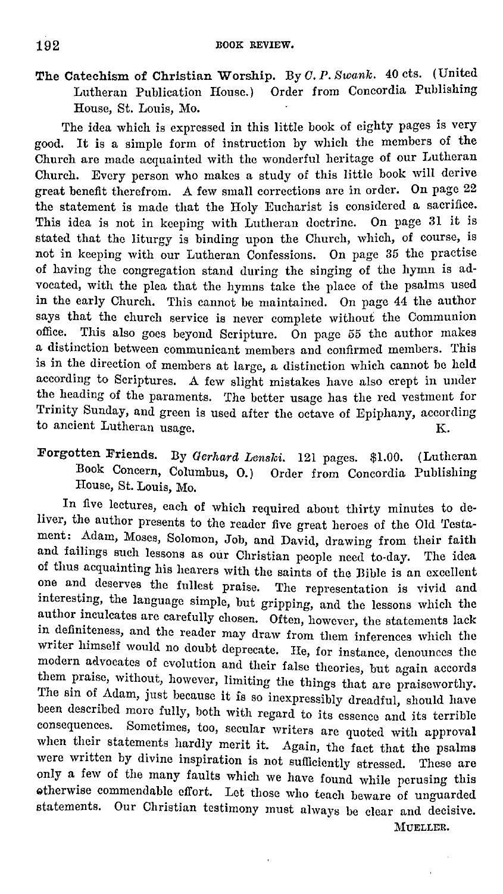**The Catechism of Christian Worship.** By *C. P. Swank.* 40 cts. (United Lutheran Publication House.) Order from Concordia Publishing House, St. Louis, Mo.

The idea which is expressed in this little book of eighty pages is very good. It is a simple form of instruction by which the members of the Church are made acquainted with the wonderful heritage of our Lutheran Church. Every person who makes a study of this little book will derive great benefit therefrom. A few small corrections are in order. On page 22 the statement is made that the Holy Eucharist is considered a sacrifice. This idea is not in keeping with Lutheran doctrine. On page 31 it is stated that the liturgy is binding upon the Church, which, of course, is not in keeping with our Lutheran Confessions. On page 35 the practise of having the congregation stand during the singing of the hymn is advocated, with the plea that the hymns take the place of the psalms used in the early Church. This cannot be maintained. On page 44 the author says that the church service is never complete without the Communion office. This also goes beyond Scripture. On page 55 the author makes a distinction between communicant members and confirmed members. This is in the direction of members at large, a distinction which cannot be held according to Scriptures. A few slight mistakes have also crept in under the heading of the paraments. The better usage has the red vestment for Trinity Sunday, and green is used after the octave of Epiphany, according to ancient Lutheran usage.

K.

**Forgotten Friends.** By *Gerhard Lenski.* 121 pages. $1.00. (Lutheran Book Concern, Columbus, O.) Order from Concordia Publishing House, St. Louis, Mo.

In five lectures, each of which required about thirty minutes to deliver, the author presents to the reader five great heroes of the Old Testament: Adam, Moses, Solomon, Job, and David, drawing from their faith and failings such lessons as our Christian people need to-day. The idea of thus acquainting his hearers with the saints of the Bible is an excellent one and deserves the fullest praise. The representation is vivid and interesting, the language simple, but gripping, and the lessons which the author inculcates are carefully chosen. Often, however, the statements lack in definiteness, and the reader may draw from them inferences which the writer himself would no doubt deprecate. He, for instance, denounces the modern advocates of evolution and their false theories, but again accords them praise, without, however, limiting the things that are praiseworthy. The sin of Adam, just because it is so inexpressibly dreadful, should have been described more fully, both with regard to its essence and its terrible consequences. Sometimes, too, secular writers are quoted with approval when their statements hardly merit it. Again, the fact that the psalms were written by divine inspiration is not sufficiently stressed. These are only a few of the many faults which we have found while perusing this otherwise commendable effort. Let those who teach beware of unguarded statements. Our Christian testimony must always be clear and decisive.

MUELLER.